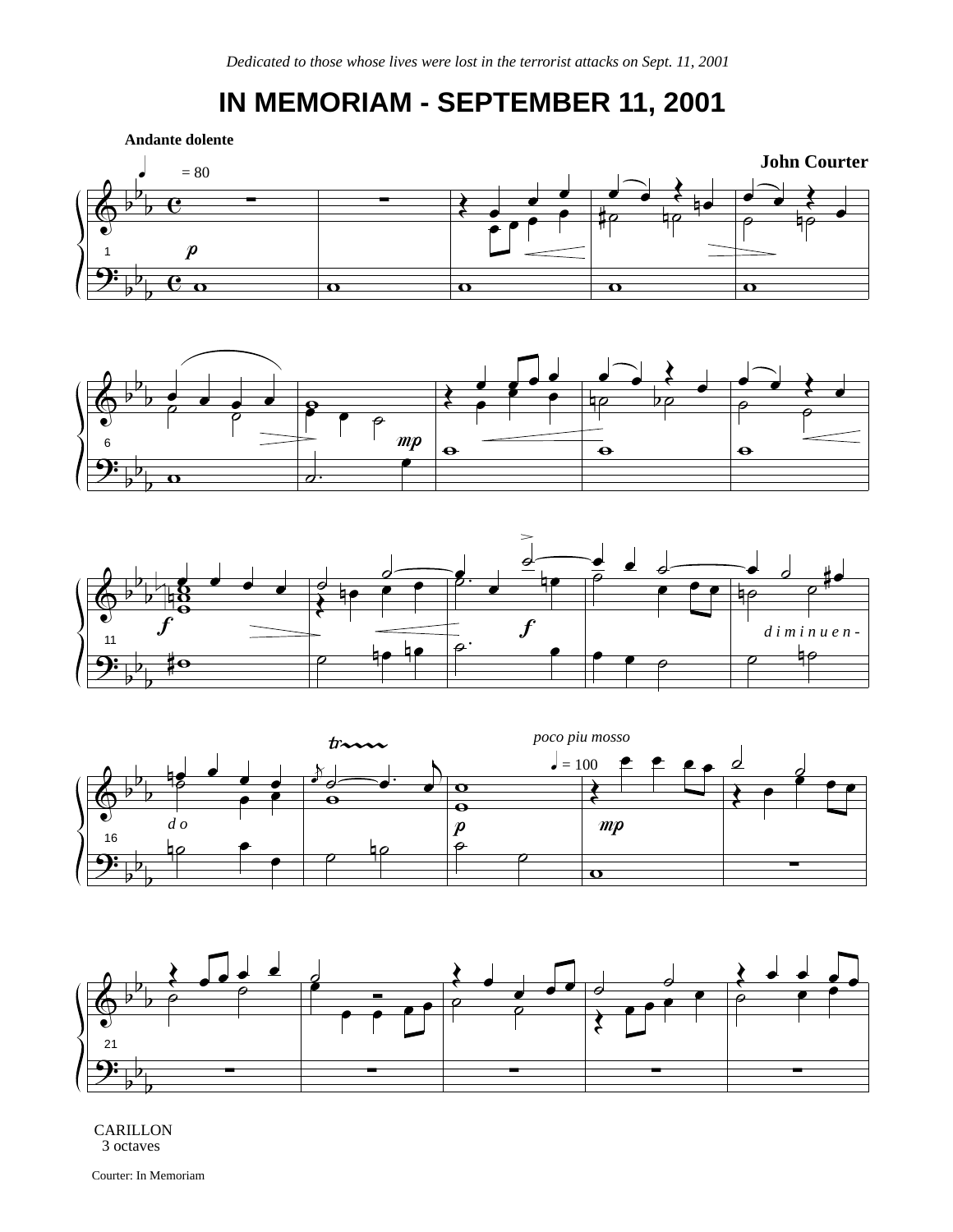*Dedicated to those whose lives were lost in the terrorist attacks on Sept. 11, 2001*

# IN MEMORIAM - SEPTEMBER 11, 2001

**Andante dolente**

**John Courter**

CARILLON
3 octaves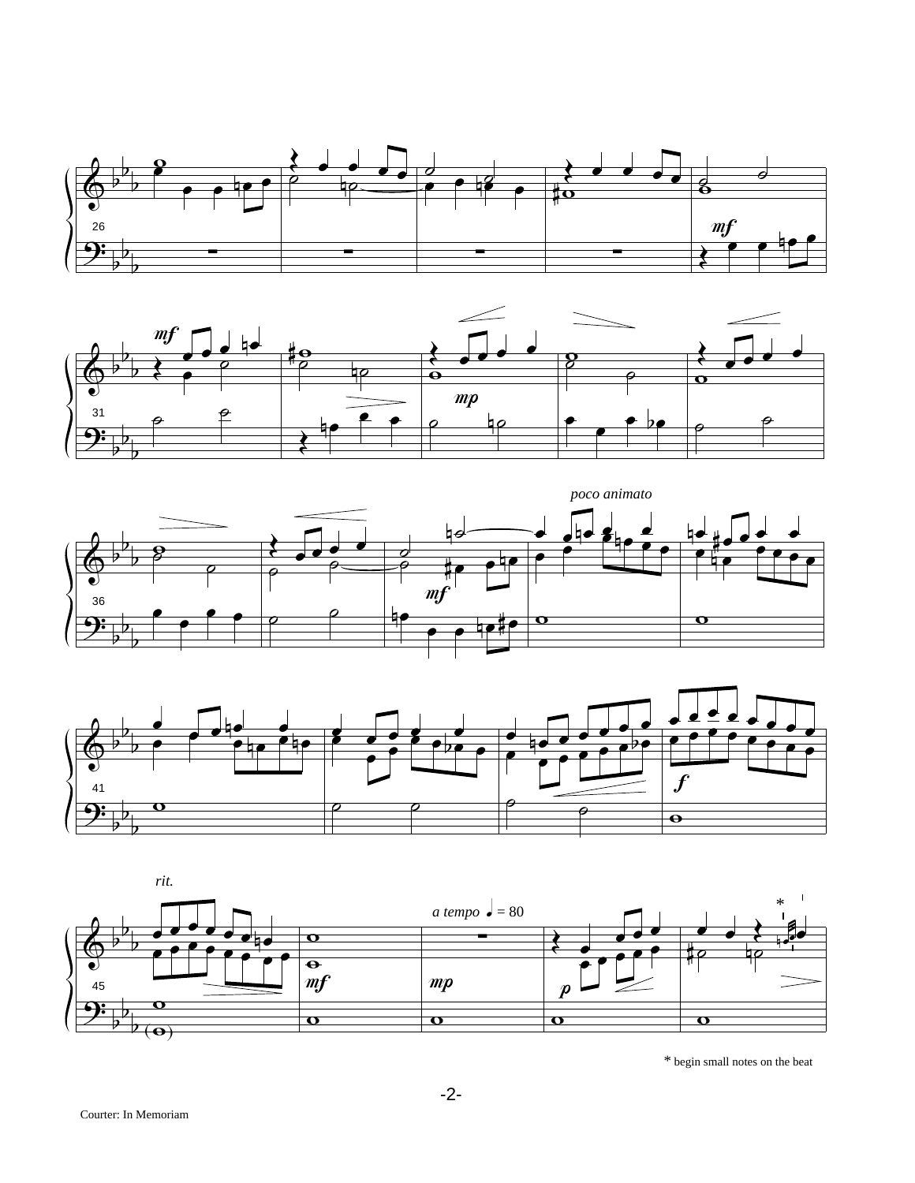*poco animato*

*rit.*

*a tempo* ♩ = 80

* begin small notes on the beat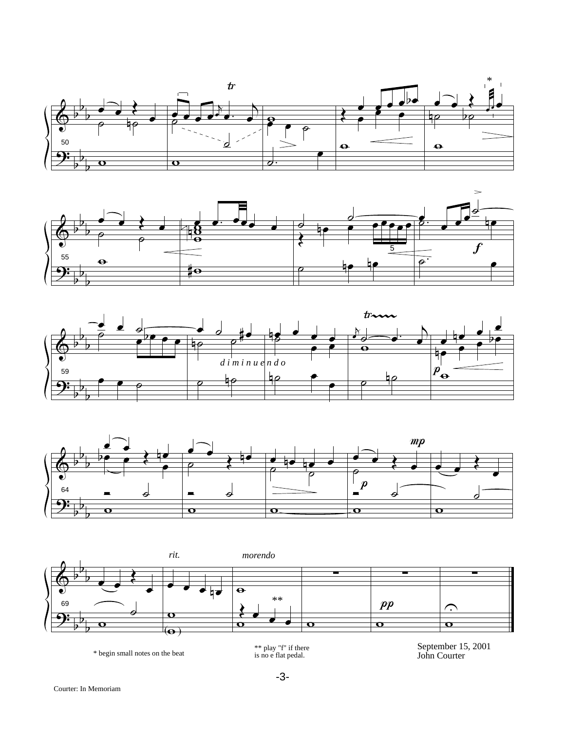\* begin small notes on the beat

\*\* play "f" if there is no e flat pedal.

September 15, 2001
John Courter